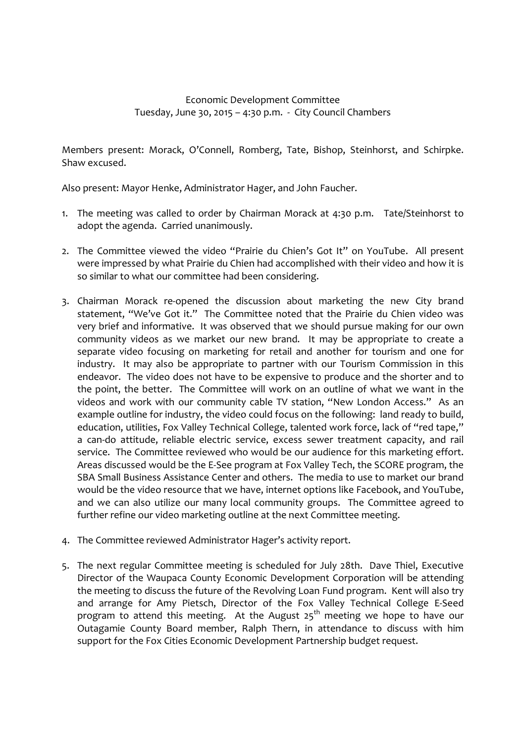Economic Development Committee
Tuesday, June 30, 2015 – 4:30 p.m. - City Council Chambers

Members present: Morack, O'Connell, Romberg, Tate, Bishop, Steinhorst, and Schirpke. Shaw excused.

Also present: Mayor Henke, Administrator Hager, and John Faucher.

1. The meeting was called to order by Chairman Morack at 4:30 p.m. Tate/Steinhorst to adopt the agenda. Carried unanimously.

2. The Committee viewed the video "Prairie du Chien's Got It" on YouTube. All present were impressed by what Prairie du Chien had accomplished with their video and how it is so similar to what our committee had been considering.

3. Chairman Morack re-opened the discussion about marketing the new City brand statement, "We've Got it." The Committee noted that the Prairie du Chien video was very brief and informative. It was observed that we should pursue making for our own community videos as we market our new brand. It may be appropriate to create a separate video focusing on marketing for retail and another for tourism and one for industry. It may also be appropriate to partner with our Tourism Commission in this endeavor. The video does not have to be expensive to produce and the shorter and to the point, the better. The Committee will work on an outline of what we want in the videos and work with our community cable TV station, "New London Access." As an example outline for industry, the video could focus on the following: land ready to build, education, utilities, Fox Valley Technical College, talented work force, lack of "red tape," a can-do attitude, reliable electric service, excess sewer treatment capacity, and rail service. The Committee reviewed who would be our audience for this marketing effort. Areas discussed would be the E-See program at Fox Valley Tech, the SCORE program, the SBA Small Business Assistance Center and others. The media to use to market our brand would be the video resource that we have, internet options like Facebook, and YouTube, and we can also utilize our many local community groups. The Committee agreed to further refine our video marketing outline at the next Committee meeting.

4. The Committee reviewed Administrator Hager's activity report.

5. The next regular Committee meeting is scheduled for July 28th. Dave Thiel, Executive Director of the Waupaca County Economic Development Corporation will be attending the meeting to discuss the future of the Revolving Loan Fund program. Kent will also try and arrange for Amy Pietsch, Director of the Fox Valley Technical College E-Seed program to attend this meeting. At the August 25th meeting we hope to have our Outagamie County Board member, Ralph Thern, in attendance to discuss with him support for the Fox Cities Economic Development Partnership budget request.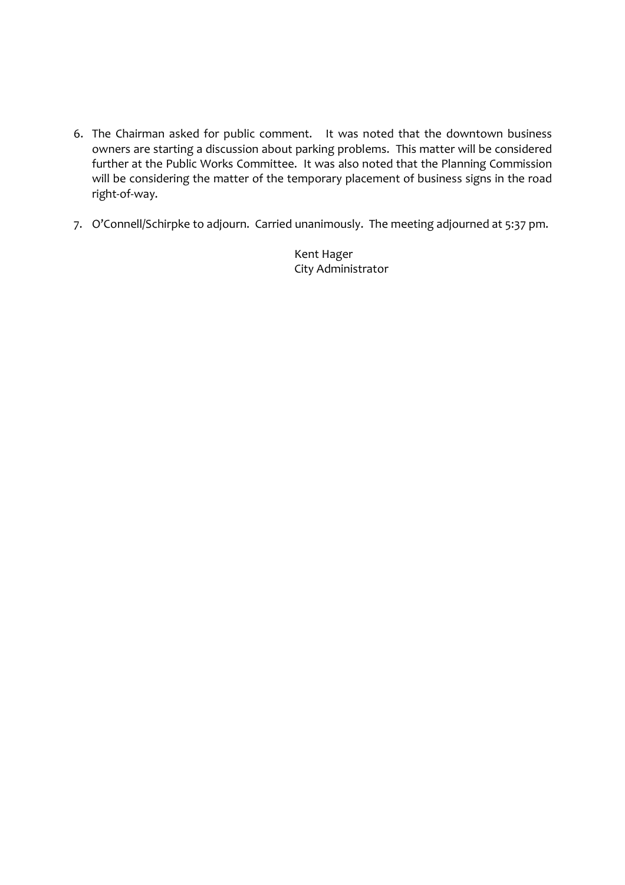6. The Chairman asked for public comment. It was noted that the downtown business owners are starting a discussion about parking problems. This matter will be considered further at the Public Works Committee. It was also noted that the Planning Commission will be considering the matter of the temporary placement of business signs in the road right-of-way.

7. O'Connell/Schirpke to adjourn. Carried unanimously. The meeting adjourned at 5:37 pm.

Kent Hager
City Administrator